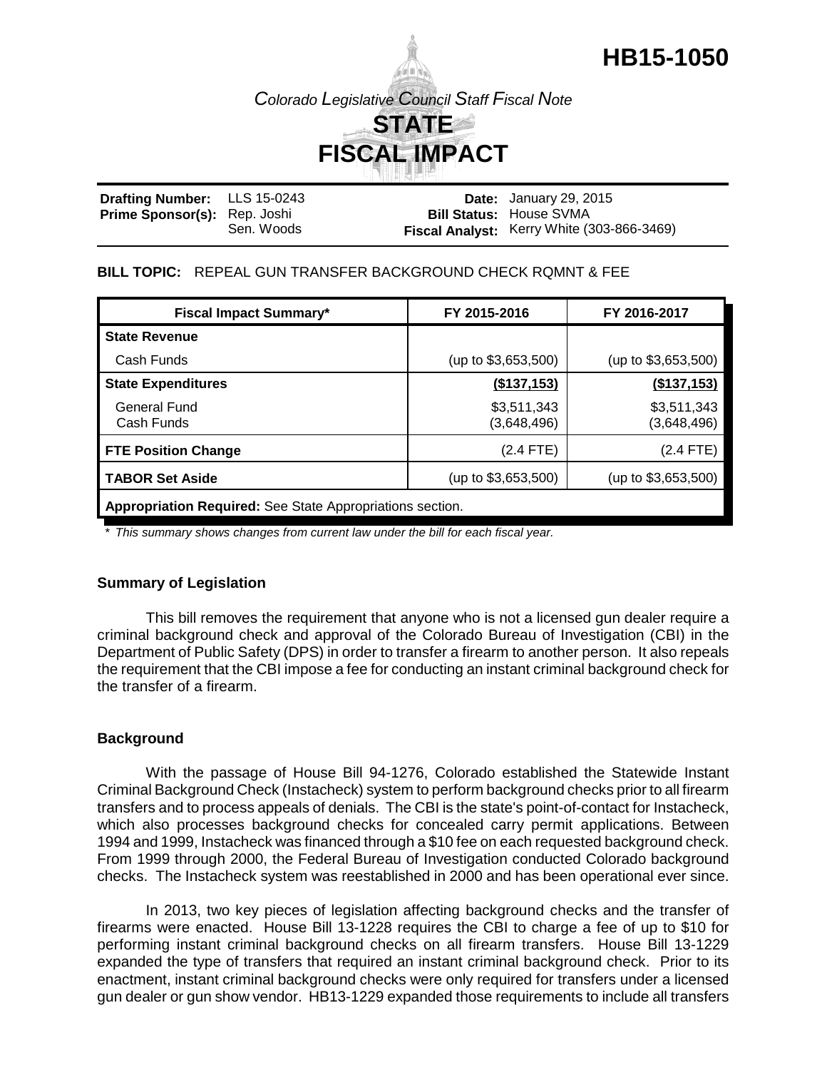# HB15-1050

*Colorado Legislative Council Staff Fiscal Note*

## STATE FISCAL IMPACT

| | | | |
|---|---|---|---|
| **Drafting Number:** | LLS 15-0243 | **Date:** | January 29, 2015 |
| **Prime Sponsor(s):** | Rep. Joshi<br>Sen. Woods | **Bill Status:** | House SVMA |
| | | **Fiscal Analyst:** | Kerry White (303-866-3469) |

**BILL TOPIC:** REPEAL GUN TRANSFER BACKGROUND CHECK RQMNT & FEE

| Fiscal Impact Summary* | FY 2015-2016 | FY 2016-2017 |
|---|---|---|
| **State Revenue** | | |
| Cash Funds | (up to $3,653,500) | (up to $3,653,500) |
| **State Expenditures** | **($137,153)** | **($137,153)** |
| General Fund<br>Cash Funds | $3,511,343<br>(3,648,496) | $3,511,343<br>(3,648,496) |
| **FTE Position Change** | (2.4 FTE) | (2.4 FTE) |
| **TABOR Set Aside** | (up to $3,653,500) | (up to $3,653,500) |
| **Appropriation Required:** See State Appropriations section. | | |

\* *This summary shows changes from current law under the bill for each fiscal year.*

### Summary of Legislation

This bill removes the requirement that anyone who is not a licensed gun dealer require a criminal background check and approval of the Colorado Bureau of Investigation (CBI) in the Department of Public Safety (DPS) in order to transfer a firearm to another person. It also repeals the requirement that the CBI impose a fee for conducting an instant criminal background check for the transfer of a firearm.

### Background

With the passage of House Bill 94-1276, Colorado established the Statewide Instant Criminal Background Check (Instacheck) system to perform background checks prior to all firearm transfers and to process appeals of denials. The CBI is the state's point-of-contact for Instacheck, which also processes background checks for concealed carry permit applications. Between 1994 and 1999, Instacheck was financed through a $10 fee on each requested background check. From 1999 through 2000, the Federal Bureau of Investigation conducted Colorado background checks. The Instacheck system was reestablished in 2000 and has been operational ever since.

In 2013, two key pieces of legislation affecting background checks and the transfer of firearms were enacted. House Bill 13-1228 requires the CBI to charge a fee of up to $10 for performing instant criminal background checks on all firearm transfers. House Bill 13-1229 expanded the type of transfers that required an instant criminal background check. Prior to its enactment, instant criminal background checks were only required for transfers under a licensed gun dealer or gun show vendor. HB13-1229 expanded those requirements to include all transfers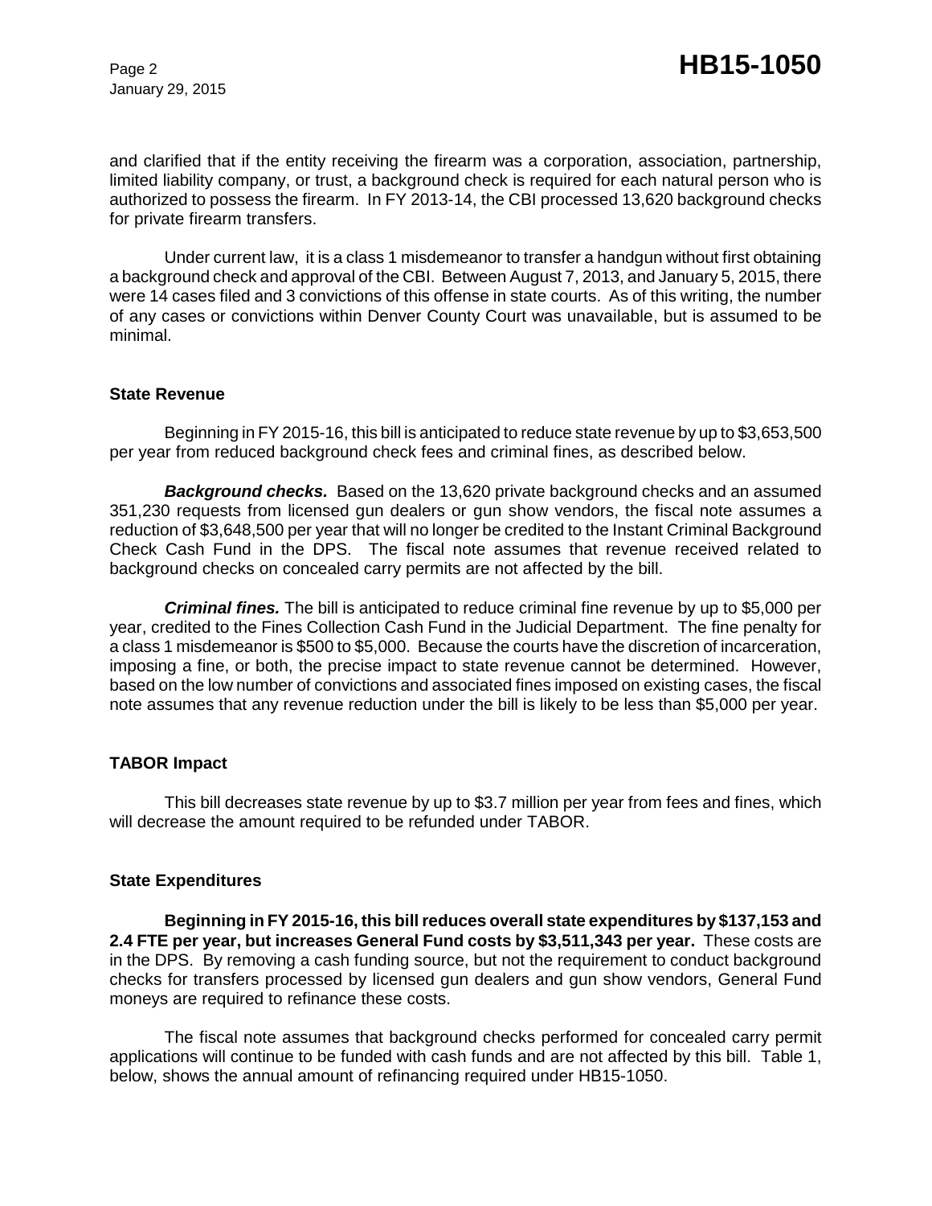and clarified that if the entity receiving the firearm was a corporation, association, partnership, limited liability company, or trust, a background check is required for each natural person who is authorized to possess the firearm. In FY 2013-14, the CBI processed 13,620 background checks for private firearm transfers.

Under current law, it is a class 1 misdemeanor to transfer a handgun without first obtaining a background check and approval of the CBI. Between August 7, 2013, and January 5, 2015, there were 14 cases filed and 3 convictions of this offense in state courts. As of this writing, the number of any cases or convictions within Denver County Court was unavailable, but is assumed to be minimal.

### State Revenue

Beginning in FY 2015-16, this bill is anticipated to reduce state revenue by up to $3,653,500 per year from reduced background check fees and criminal fines, as described below.

***Background checks.*** Based on the 13,620 private background checks and an assumed 351,230 requests from licensed gun dealers or gun show vendors, the fiscal note assumes a reduction of $3,648,500 per year that will no longer be credited to the Instant Criminal Background Check Cash Fund in the DPS. The fiscal note assumes that revenue received related to background checks on concealed carry permits are not affected by the bill.

***Criminal fines.*** The bill is anticipated to reduce criminal fine revenue by up to $5,000 per year, credited to the Fines Collection Cash Fund in the Judicial Department. The fine penalty for a class 1 misdemeanor is $500 to $5,000. Because the courts have the discretion of incarceration, imposing a fine, or both, the precise impact to state revenue cannot be determined. However, based on the low number of convictions and associated fines imposed on existing cases, the fiscal note assumes that any revenue reduction under the bill is likely to be less than $5,000 per year.

### TABOR Impact

This bill decreases state revenue by up to $3.7 million per year from fees and fines, which will decrease the amount required to be refunded under TABOR.

### State Expenditures

**Beginning in FY 2015-16, this bill reduces overall state expenditures by $137,153 and 2.4 FTE per year, but increases General Fund costs by $3,511,343 per year.** These costs are in the DPS. By removing a cash funding source, but not the requirement to conduct background checks for transfers processed by licensed gun dealers and gun show vendors, General Fund moneys are required to refinance these costs.

The fiscal note assumes that background checks performed for concealed carry permit applications will continue to be funded with cash funds and are not affected by this bill. Table 1, below, shows the annual amount of refinancing required under HB15-1050.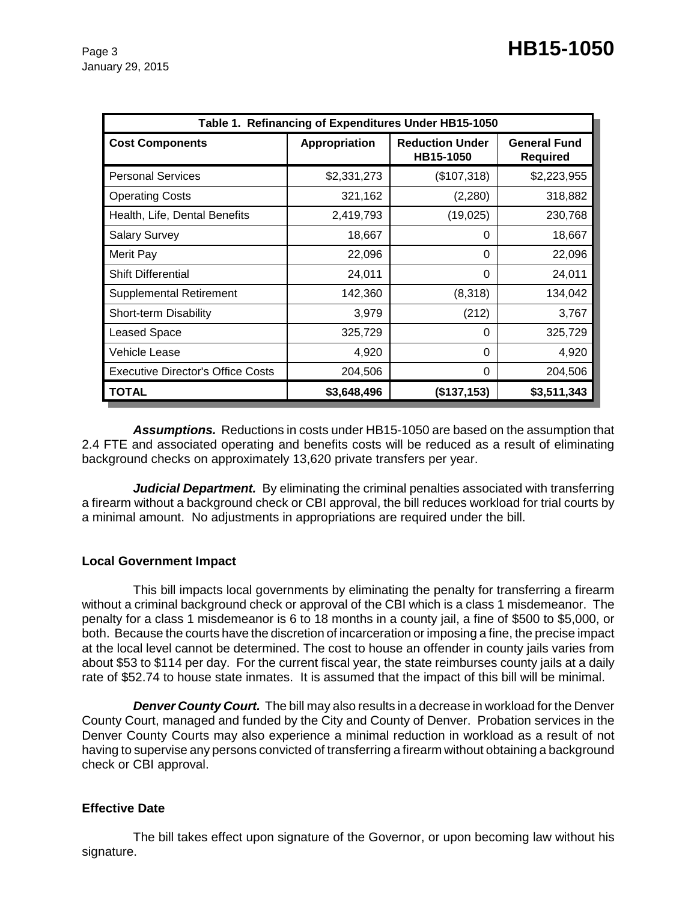| Table 1. Refinancing of Expenditures Under HB15-1050 | | | |
|---|---|---|---|
| **Cost Components** | **Appropriation** | **Reduction Under HB15-1050** | **General Fund Required** |
| Personal Services | $2,331,273 | ($107,318) | $2,223,955 |
| Operating Costs | 321,162 | (2,280) | 318,882 |
| Health, Life, Dental Benefits | 2,419,793 | (19,025) | 230,768 |
| Salary Survey | 18,667 | 0 | 18,667 |
| Merit Pay | 22,096 | 0 | 22,096 |
| Shift Differential | 24,011 | 0 | 24,011 |
| Supplemental Retirement | 142,360 | (8,318) | 134,042 |
| Short-term Disability | 3,979 | (212) | 3,767 |
| Leased Space | 325,729 | 0 | 325,729 |
| Vehicle Lease | 4,920 | 0 | 4,920 |
| Executive Director's Office Costs | 204,506 | 0 | 204,506 |
| **TOTAL** | **$3,648,496** | **($137,153)** | **$3,511,343** |

***Assumptions.*** Reductions in costs under HB15-1050 are based on the assumption that 2.4 FTE and associated operating and benefits costs will be reduced as a result of eliminating background checks on approximately 13,620 private transfers per year.

***Judicial Department.*** By eliminating the criminal penalties associated with transferring a firearm without a background check or CBI approval, the bill reduces workload for trial courts by a minimal amount. No adjustments in appropriations are required under the bill.

## Local Government Impact

This bill impacts local governments by eliminating the penalty for transferring a firearm without a criminal background check or approval of the CBI which is a class 1 misdemeanor. The penalty for a class 1 misdemeanor is 6 to 18 months in a county jail, a fine of $500 to $5,000, or both. Because the courts have the discretion of incarceration or imposing a fine, the precise impact at the local level cannot be determined. The cost to house an offender in county jails varies from about $53 to $114 per day. For the current fiscal year, the state reimburses county jails at a daily rate of $52.74 to house state inmates. It is assumed that the impact of this bill will be minimal.

***Denver County Court.*** The bill may also results in a decrease in workload for the Denver County Court, managed and funded by the City and County of Denver. Probation services in the Denver County Courts may also experience a minimal reduction in workload as a result of not having to supervise any persons convicted of transferring a firearm without obtaining a background check or CBI approval.

## Effective Date

The bill takes effect upon signature of the Governor, or upon becoming law without his signature.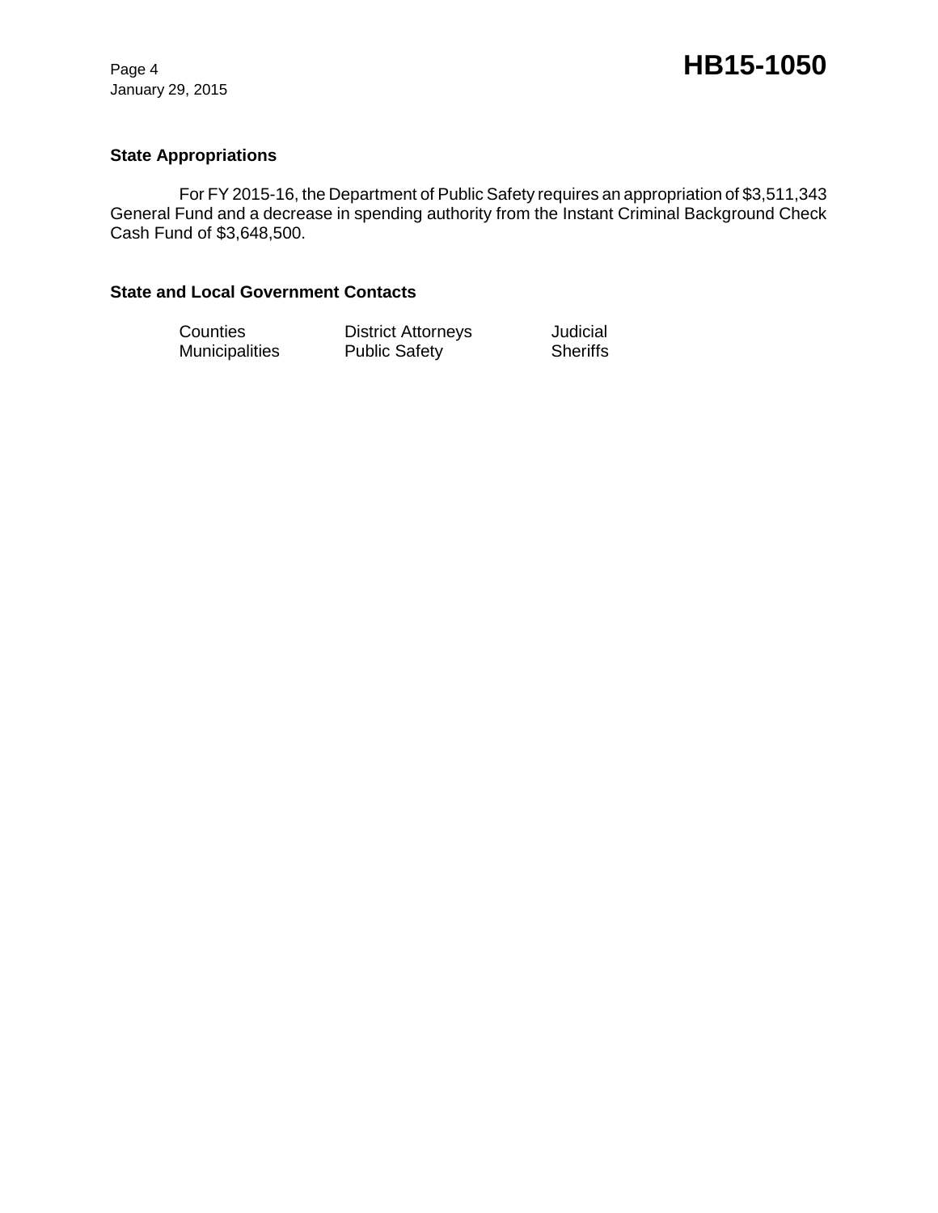**State Appropriations**

For FY 2015-16, the Department of Public Safety requires an appropriation of $3,511,343 General Fund and a decrease in spending authority from the Instant Criminal Background Check Cash Fund of $3,648,500.

**State and Local Government Contacts**

| | | |
|---|---|---|
| Counties | District Attorneys | Judicial |
| Municipalities | Public Safety | Sheriffs |